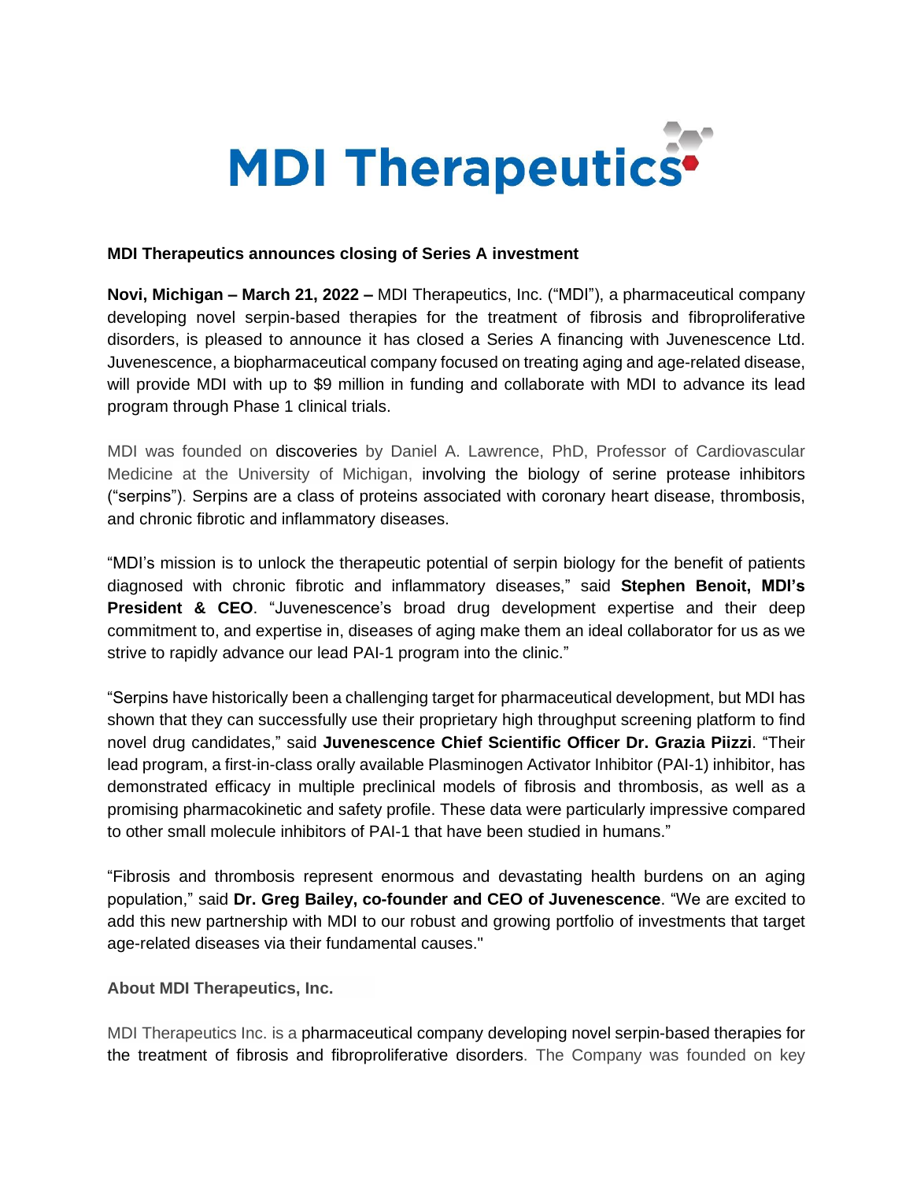MDI Therapeutics

**MDI Therapeutics announces closing of Series A investment**

**Novi, Michigan – March 21, 2022 –** MDI Therapeutics, Inc. ("MDI"), a pharmaceutical company developing novel serpin-based therapies for the treatment of fibrosis and fibroproliferative disorders, is pleased to announce it has closed a Series A financing with Juvenescence Ltd. Juvenescence, a biopharmaceutical company focused on treating aging and age-related disease, will provide MDI with up to $9 million in funding and collaborate with MDI to advance its lead program through Phase 1 clinical trials.

MDI was founded on discoveries by Daniel A. Lawrence, PhD, Professor of Cardiovascular Medicine at the University of Michigan, involving the biology of serine protease inhibitors ("serpins"). Serpins are a class of proteins associated with coronary heart disease, thrombosis, and chronic fibrotic and inflammatory diseases.

"MDI's mission is to unlock the therapeutic potential of serpin biology for the benefit of patients diagnosed with chronic fibrotic and inflammatory diseases," said **Stephen Benoit, MDI's President & CEO**. "Juvenescence's broad drug development expertise and their deep commitment to, and expertise in, diseases of aging make them an ideal collaborator for us as we strive to rapidly advance our lead PAI-1 program into the clinic."

"Serpins have historically been a challenging target for pharmaceutical development, but MDI has shown that they can successfully use their proprietary high throughput screening platform to find novel drug candidates," said **Juvenescence Chief Scientific Officer Dr. Grazia Piizzi**. "Their lead program, a first-in-class orally available Plasminogen Activator Inhibitor (PAI-1) inhibitor, has demonstrated efficacy in multiple preclinical models of fibrosis and thrombosis, as well as a promising pharmacokinetic and safety profile. These data were particularly impressive compared to other small molecule inhibitors of PAI-1 that have been studied in humans."

"Fibrosis and thrombosis represent enormous and devastating health burdens on an aging population," said **Dr. Greg Bailey, co-founder and CEO of Juvenescence**. "We are excited to add this new partnership with MDI to our robust and growing portfolio of investments that target age-related diseases via their fundamental causes."

**About MDI Therapeutics, Inc.**

MDI Therapeutics Inc. is a pharmaceutical company developing novel serpin-based therapies for the treatment of fibrosis and fibroproliferative disorders. The Company was founded on key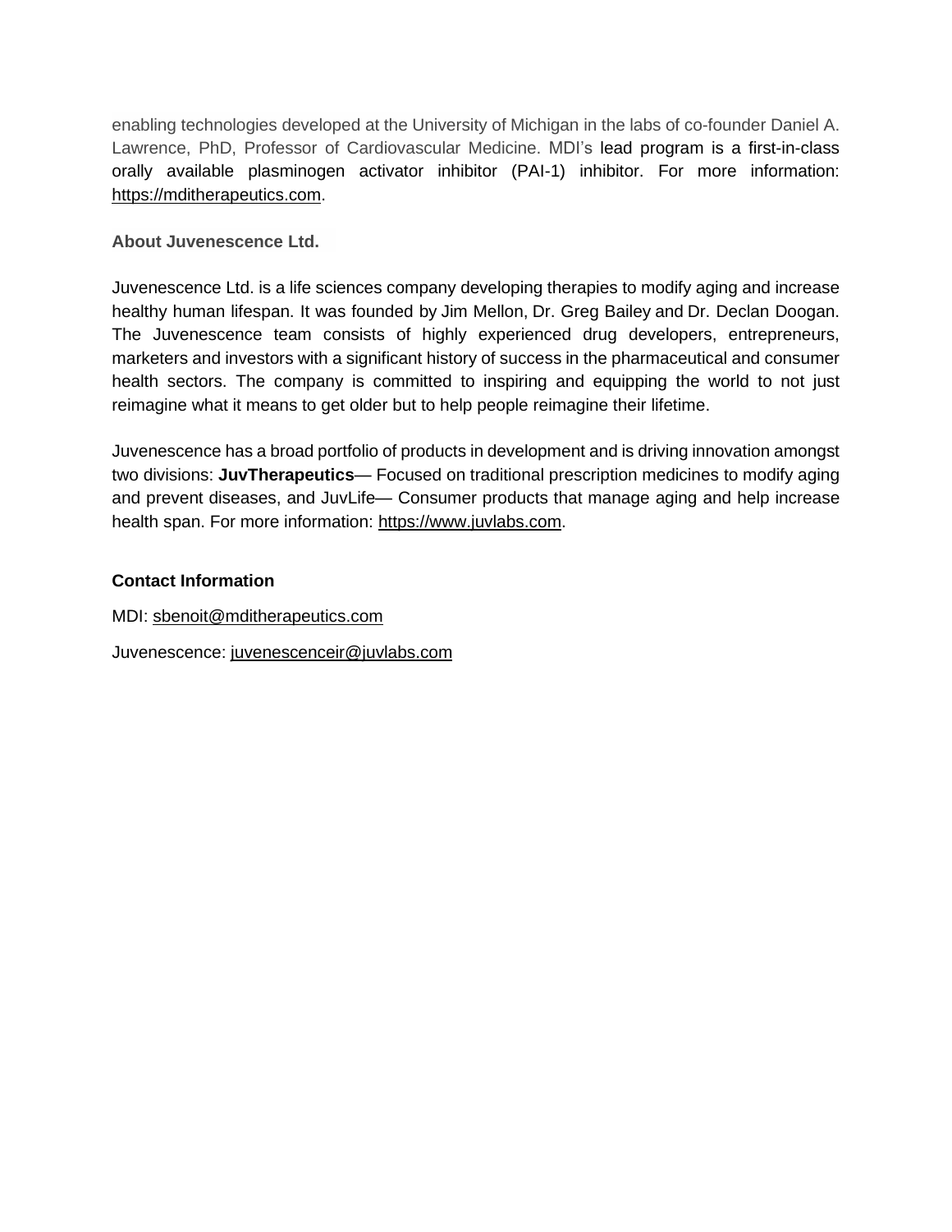enabling technologies developed at the University of Michigan in the labs of co-founder Daniel A. Lawrence, PhD, Professor of Cardiovascular Medicine. MDI's lead program is a first-in-class orally available plasminogen activator inhibitor (PAI-1) inhibitor. For more information: https://mditherapeutics.com.

**About Juvenescence Ltd.**

Juvenescence Ltd. is a life sciences company developing therapies to modify aging and increase healthy human lifespan. It was founded by Jim Mellon, Dr. Greg Bailey and Dr. Declan Doogan. The Juvenescence team consists of highly experienced drug developers, entrepreneurs, marketers and investors with a significant history of success in the pharmaceutical and consumer health sectors. The company is committed to inspiring and equipping the world to not just reimagine what it means to get older but to help people reimagine their lifetime.

Juvenescence has a broad portfolio of products in development and is driving innovation amongst two divisions: **JuvTherapeutics**— Focused on traditional prescription medicines to modify aging and prevent diseases, and JuvLife— Consumer products that manage aging and help increase health span. For more information: https://www.juvlabs.com.

**Contact Information**

MDI: sbenoit@mditherapeutics.com

Juvenescence: juvenescenceir@juvlabs.com